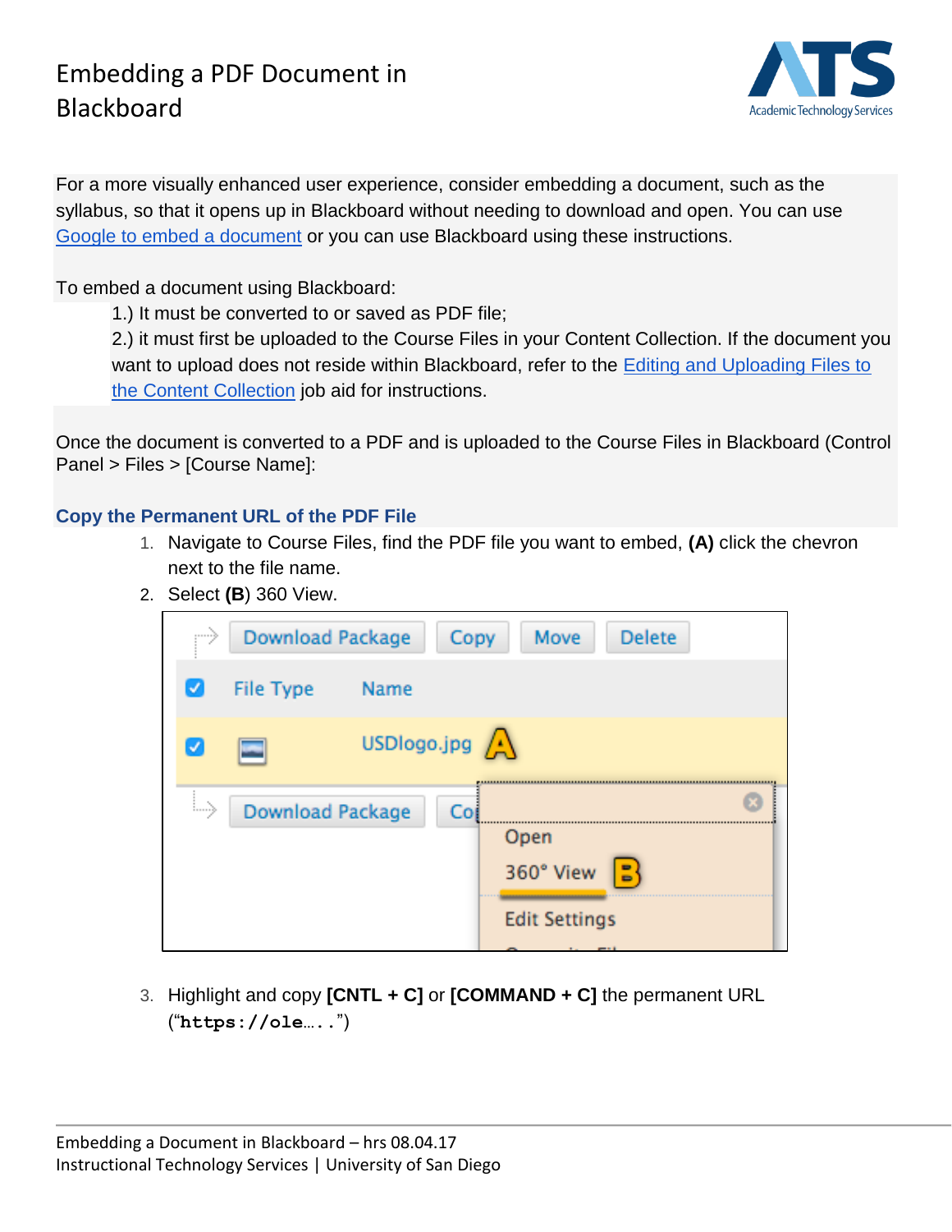# Embedding a PDF Document in Blackboard

For a more visually enhanced user experience, consider embedding a document, such as the syllabus, so that it opens up in Blackboard without needing to download and open. You can use Google to embed a document or you can use Blackboard using these instructions.

To embed a document using Blackboard:

1.) It must be converted to or saved as PDF file;

2.) it must first be uploaded to the Course Files in your Content Collection. If the document you want to upload does not reside within Blackboard, refer to the Editing and Uploading Files to the Content Collection job aid for instructions.

Once the document is converted to a PDF and is uploaded to the Course Files in Blackboard (Control Panel > Files > [Course Name]:

## Copy the Permanent URL of the PDF File

1. Navigate to Course Files, find the PDF file you want to embed, **(A)** click the chevron next to the file name.
2. Select **(B**) 360 View.
3. Highlight and copy **[CNTL + C]** or **[COMMAND + C]** the permanent URL ("**`https://ole…..`**")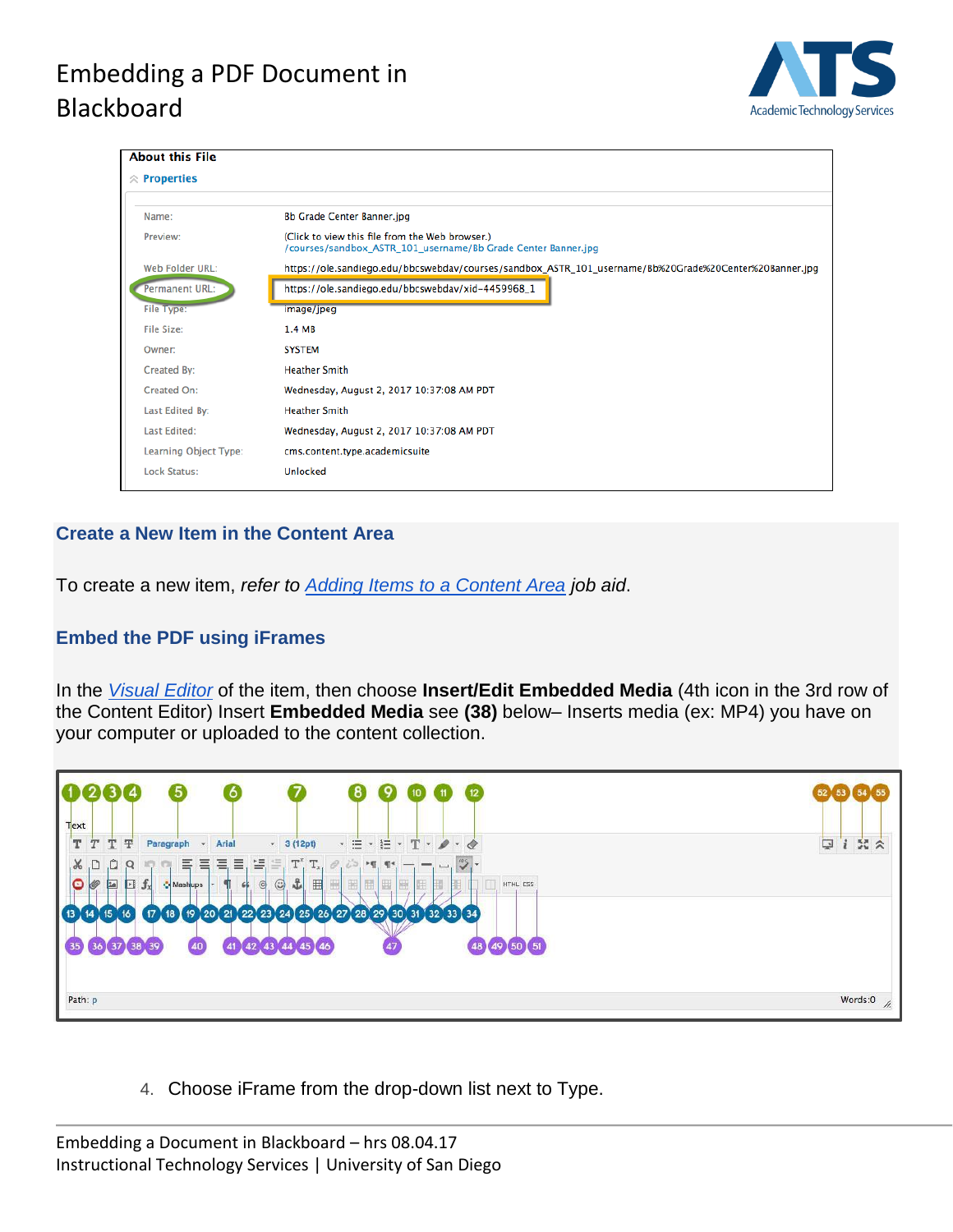| About this File | |
| --- | --- |
| **Properties** | |
| Name: | Bb Grade Center Banner.jpg |
| Preview: | (Click to view this file from the Web browser.) /courses/sandbox_ASTR_101_username/Bb Grade Center Banner.jpg |
| Web Folder URL: | https://ole.sandiego.edu/bbcswebdav/courses/sandbox_ASTR_101_username/Bb%20Grade%20Center%20Banner.jpg |
| Permanent URL: | https://ole.sandiego.edu/bbcswebdav/xid-4459968_1 |
| File Type: | image/jpeg |
| File Size: | 1.4 MB |
| Owner: | SYSTEM |
| Created By: | Heather Smith |
| Created On: | Wednesday, August 2, 2017 10:37:08 AM PDT |
| Last Edited By: | Heather Smith |
| Last Edited: | Wednesday, August 2, 2017 10:37:08 AM PDT |
| Learning Object Type: | cms.content.type.academicsuite |
| Lock Status: | Unlocked |

## Create a New Item in the Content Area

To create a new item, *refer to Adding Items to a Content Area job aid*.

## Embed the PDF using iFrames

In the *Visual Editor* of the item, then choose **Insert/Edit Embedded Media** (4th icon in the 3rd row of the Content Editor) Insert **Embedded Media** see **(38)** below– Inserts media (ex: MP4) you have on your computer or uploaded to the content collection.

4. Choose iFrame from the drop-down list next to Type.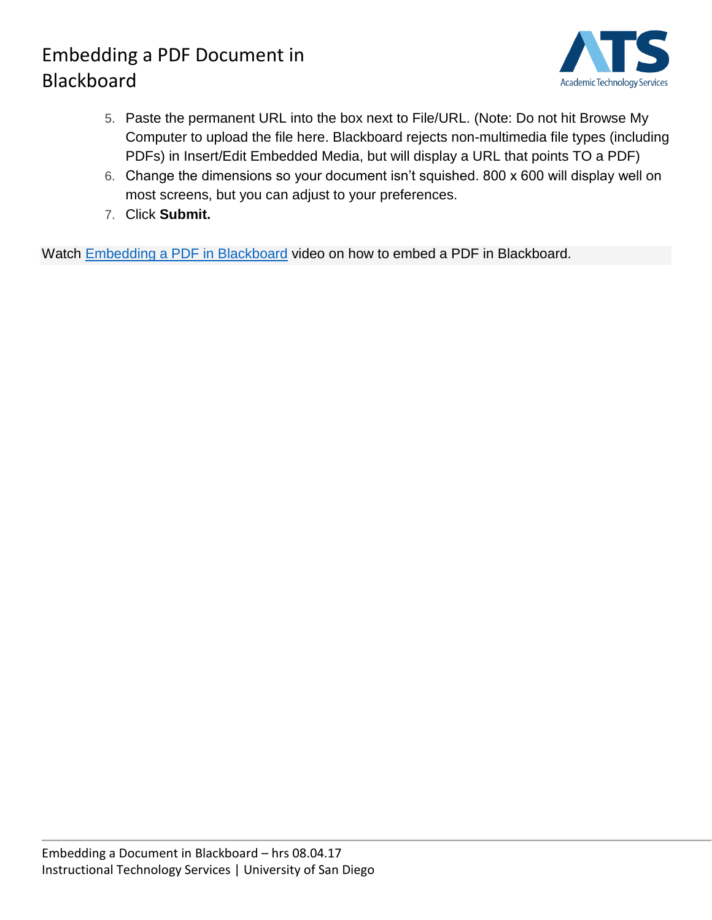5. Paste the permanent URL into the box next to File/URL. (Note: Do not hit Browse My Computer to upload the file here. Blackboard rejects non-multimedia file types (including PDFs) in Insert/Edit Embedded Media, but will display a URL that points TO a PDF)
6. Change the dimensions so your document isn't squished. 800 x 600 will display well on most screens, but you can adjust to your preferences.
7. Click **Submit.**

Watch Embedding a PDF in Blackboard video on how to embed a PDF in Blackboard.